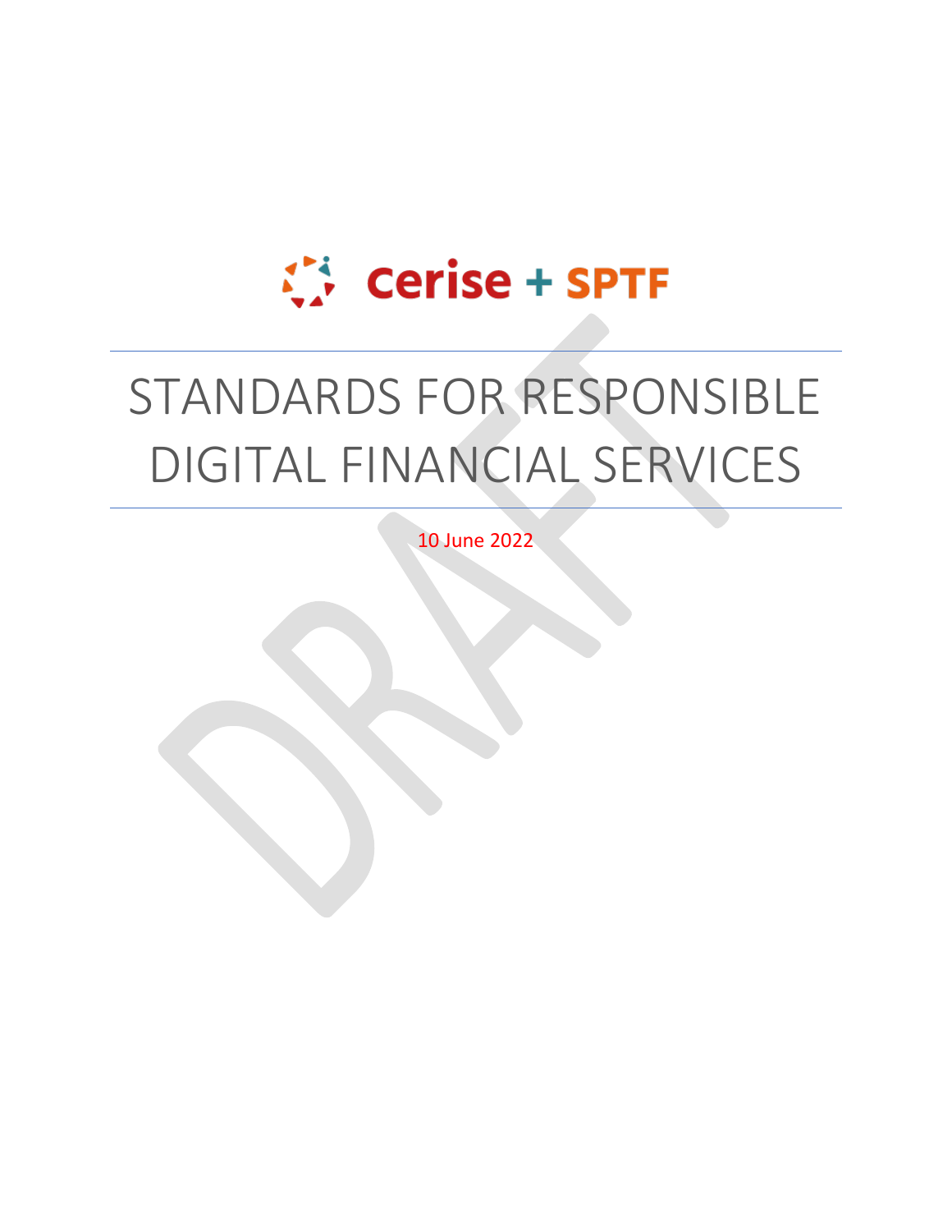Cerise + SPTF

# STANDARDS FOR RESPONSIBLE DIGITAL FINANCIAL SERVICES

10 June 2022

DRAFT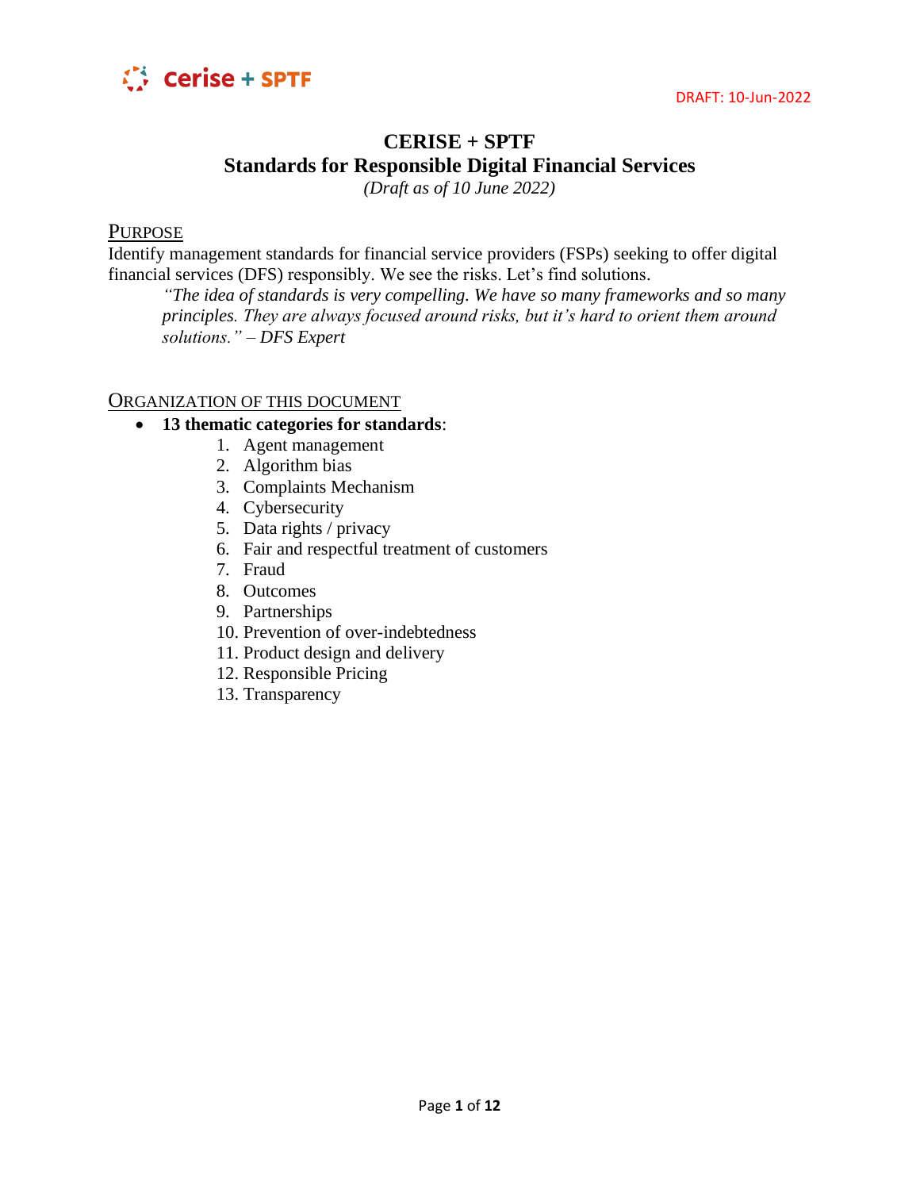# CERISE + SPTF
# Standards for Responsible Digital Financial Services

*(Draft as of 10 June 2022)*

## Purpose

Identify management standards for financial service providers (FSPs) seeking to offer digital financial services (DFS) responsibly. We see the risks. Let's find solutions.

> *"The idea of standards is very compelling. We have so many frameworks and so many principles. They are always focused around risks, but it's hard to orient them around solutions." – DFS Expert*

## Organization of this document

- **13 thematic categories for standards**:
  1. Agent management
  2. Algorithm bias
  3. Complaints Mechanism
  4. Cybersecurity
  5. Data rights / privacy
  6. Fair and respectful treatment of customers
  7. Fraud
  8. Outcomes
  9. Partnerships
  10. Prevention of over-indebtedness
  11. Product design and delivery
  12. Responsible Pricing
  13. Transparency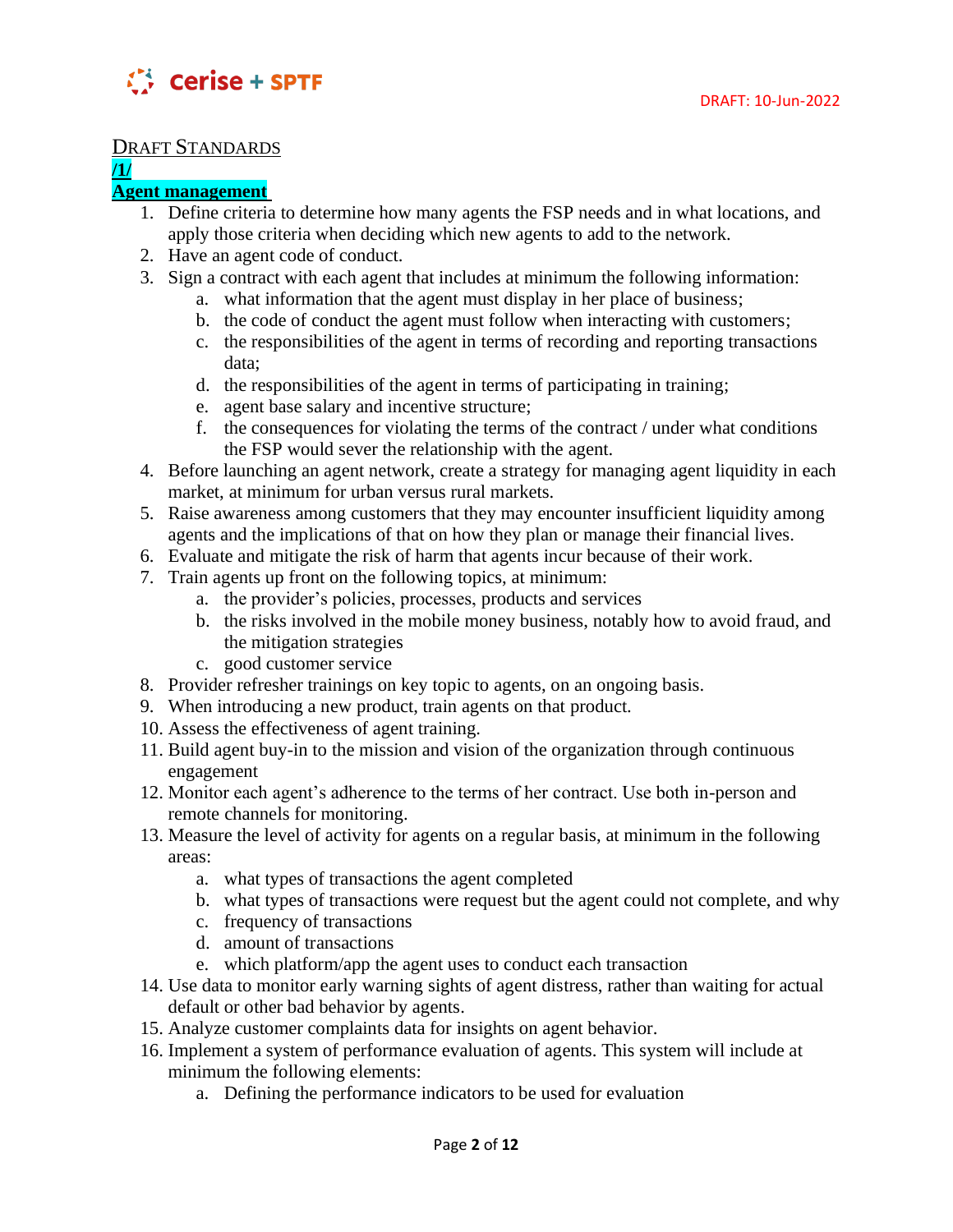DRAFT: 10-Jun-2022

# DRAFT STANDARDS

## /1/

## Agent management

1. Define criteria to determine how many agents the FSP needs and in what locations, and apply those criteria when deciding which new agents to add to the network.
2. Have an agent code of conduct.
3. Sign a contract with each agent that includes at minimum the following information:
   a. what information that the agent must display in her place of business;
   b. the code of conduct the agent must follow when interacting with customers;
   c. the responsibilities of the agent in terms of recording and reporting transactions data;
   d. the responsibilities of the agent in terms of participating in training;
   e. agent base salary and incentive structure;
   f. the consequences for violating the terms of the contract / under what conditions the FSP would sever the relationship with the agent.
4. Before launching an agent network, create a strategy for managing agent liquidity in each market, at minimum for urban versus rural markets.
5. Raise awareness among customers that they may encounter insufficient liquidity among agents and the implications of that on how they plan or manage their financial lives.
6. Evaluate and mitigate the risk of harm that agents incur because of their work.
7. Train agents up front on the following topics, at minimum:
   a. the provider's policies, processes, products and services
   b. the risks involved in the mobile money business, notably how to avoid fraud, and the mitigation strategies
   c. good customer service
8. Provider refresher trainings on key topic to agents, on an ongoing basis.
9. When introducing a new product, train agents on that product.
10. Assess the effectiveness of agent training.
11. Build agent buy-in to the mission and vision of the organization through continuous engagement
12. Monitor each agent's adherence to the terms of her contract. Use both in-person and remote channels for monitoring.
13. Measure the level of activity for agents on a regular basis, at minimum in the following areas:
    a. what types of transactions the agent completed
    b. what types of transactions were request but the agent could not complete, and why
    c. frequency of transactions
    d. amount of transactions
    e. which platform/app the agent uses to conduct each transaction
14. Use data to monitor early warning sights of agent distress, rather than waiting for actual default or other bad behavior by agents.
15. Analyze customer complaints data for insights on agent behavior.
16. Implement a system of performance evaluation of agents. This system will include at minimum the following elements:
    a. Defining the performance indicators to be used for evaluation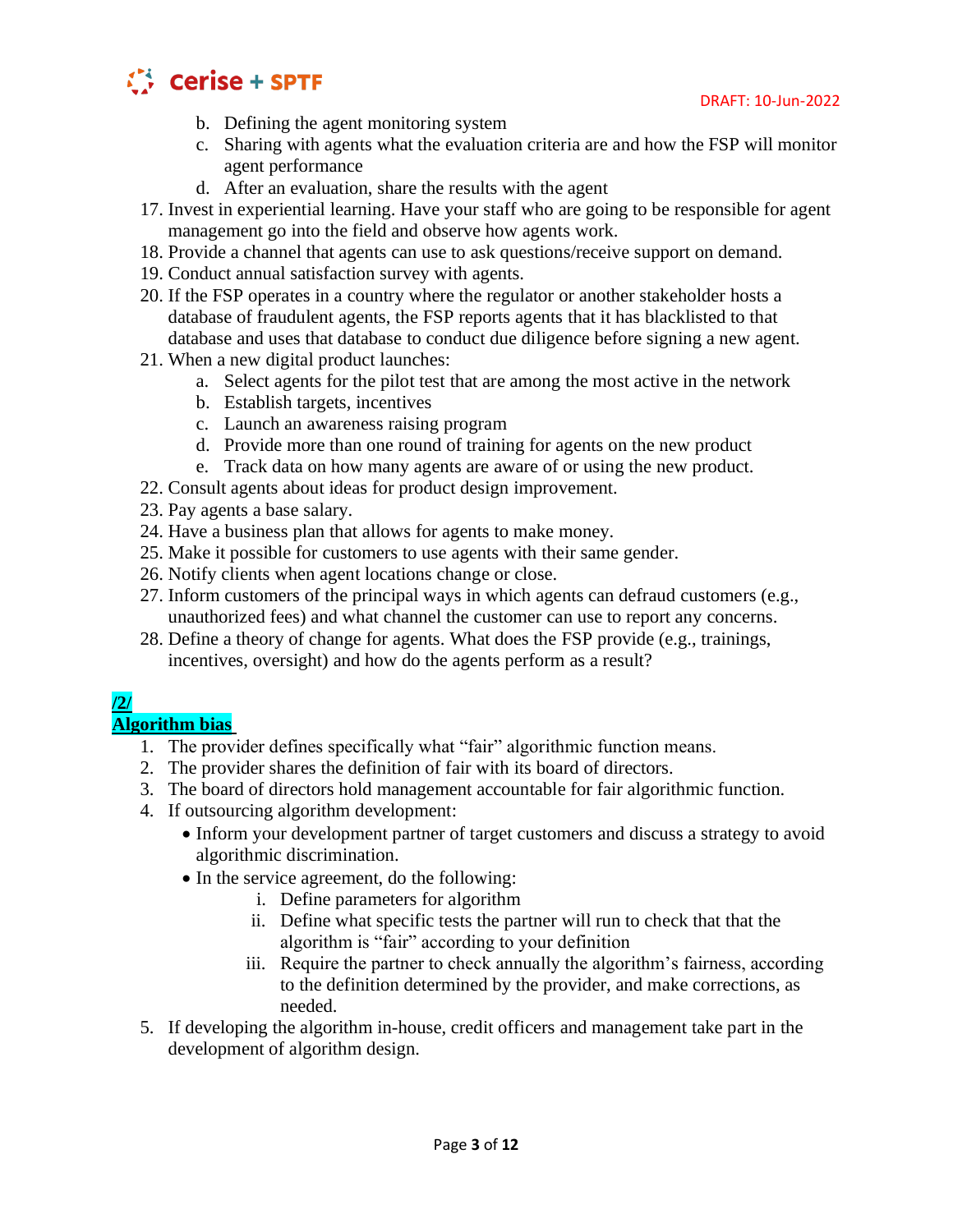b. Defining the agent monitoring system
   c. Sharing with agents what the evaluation criteria are and how the FSP will monitor agent performance
   d. After an evaluation, share the results with the agent
17. Invest in experiential learning. Have your staff who are going to be responsible for agent management go into the field and observe how agents work.
18. Provide a channel that agents can use to ask questions/receive support on demand.
19. Conduct annual satisfaction survey with agents.
20. If the FSP operates in a country where the regulator or another stakeholder hosts a database of fraudulent agents, the FSP reports agents that it has blacklisted to that database and uses that database to conduct due diligence before signing a new agent.
21. When a new digital product launches:
    a. Select agents for the pilot test that are among the most active in the network
    b. Establish targets, incentives
    c. Launch an awareness raising program
    d. Provide more than one round of training for agents on the new product
    e. Track data on how many agents are aware of or using the new product.
22. Consult agents about ideas for product design improvement.
23. Pay agents a base salary.
24. Have a business plan that allows for agents to make money.
25. Make it possible for customers to use agents with their same gender.
26. Notify clients when agent locations change or close.
27. Inform customers of the principal ways in which agents can defraud customers (e.g., unauthorized fees) and what channel the customer can use to report any concerns.
28. Define a theory of change for agents. What does the FSP provide (e.g., trainings, incentives, oversight) and how do the agents perform as a result?

**/2/**
**Algorithm bias**

1. The provider defines specifically what "fair" algorithmic function means.
2. The provider shares the definition of fair with its board of directors.
3. The board of directors hold management accountable for fair algorithmic function.
4. If outsourcing algorithm development:
   - Inform your development partner of target customers and discuss a strategy to avoid algorithmic discrimination.
   - In the service agreement, do the following:
     i. Define parameters for algorithm
     ii. Define what specific tests the partner will run to check that that the algorithm is "fair" according to your definition
     iii. Require the partner to check annually the algorithm's fairness, according to the definition determined by the provider, and make corrections, as needed.
5. If developing the algorithm in-house, credit officers and management take part in the development of algorithm design.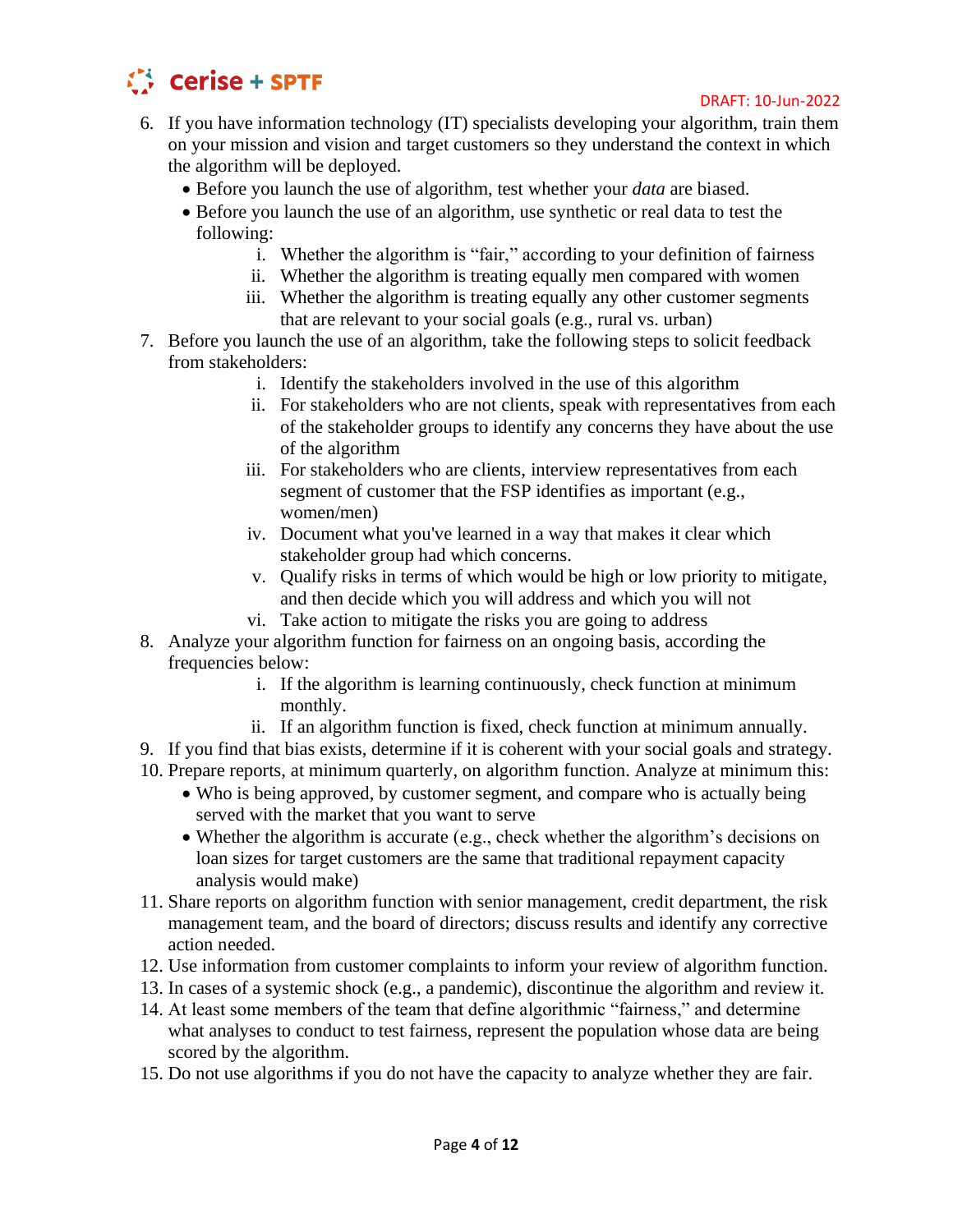6. If you have information technology (IT) specialists developing your algorithm, train them on your mission and vision and target customers so they understand the context in which the algorithm will be deployed.
   - Before you launch the use of algorithm, test whether your *data* are biased.
   - Before you launch the use of an algorithm, use synthetic or real data to test the following:
     i. Whether the algorithm is "fair," according to your definition of fairness
     ii. Whether the algorithm is treating equally men compared with women
     iii. Whether the algorithm is treating equally any other customer segments that are relevant to your social goals (e.g., rural vs. urban)
7. Before you launch the use of an algorithm, take the following steps to solicit feedback from stakeholders:
   i. Identify the stakeholders involved in the use of this algorithm
   ii. For stakeholders who are not clients, speak with representatives from each of the stakeholder groups to identify any concerns they have about the use of the algorithm
   iii. For stakeholders who are clients, interview representatives from each segment of customer that the FSP identifies as important (e.g., women/men)
   iv. Document what you've learned in a way that makes it clear which stakeholder group had which concerns.
   v. Qualify risks in terms of which would be high or low priority to mitigate, and then decide which you will address and which you will not
   vi. Take action to mitigate the risks you are going to address
8. Analyze your algorithm function for fairness on an ongoing basis, according the frequencies below:
   i. If the algorithm is learning continuously, check function at minimum monthly.
   ii. If an algorithm function is fixed, check function at minimum annually.
9. If you find that bias exists, determine if it is coherent with your social goals and strategy.
10. Prepare reports, at minimum quarterly, on algorithm function. Analyze at minimum this:
    - Who is being approved, by customer segment, and compare who is actually being served with the market that you want to serve
    - Whether the algorithm is accurate (e.g., check whether the algorithm's decisions on loan sizes for target customers are the same that traditional repayment capacity analysis would make)
11. Share reports on algorithm function with senior management, credit department, the risk management team, and the board of directors; discuss results and identify any corrective action needed.
12. Use information from customer complaints to inform your review of algorithm function.
13. In cases of a systemic shock (e.g., a pandemic), discontinue the algorithm and review it.
14. At least some members of the team that define algorithmic "fairness," and determine what analyses to conduct to test fairness, represent the population whose data are being scored by the algorithm.
15. Do not use algorithms if you do not have the capacity to analyze whether they are fair.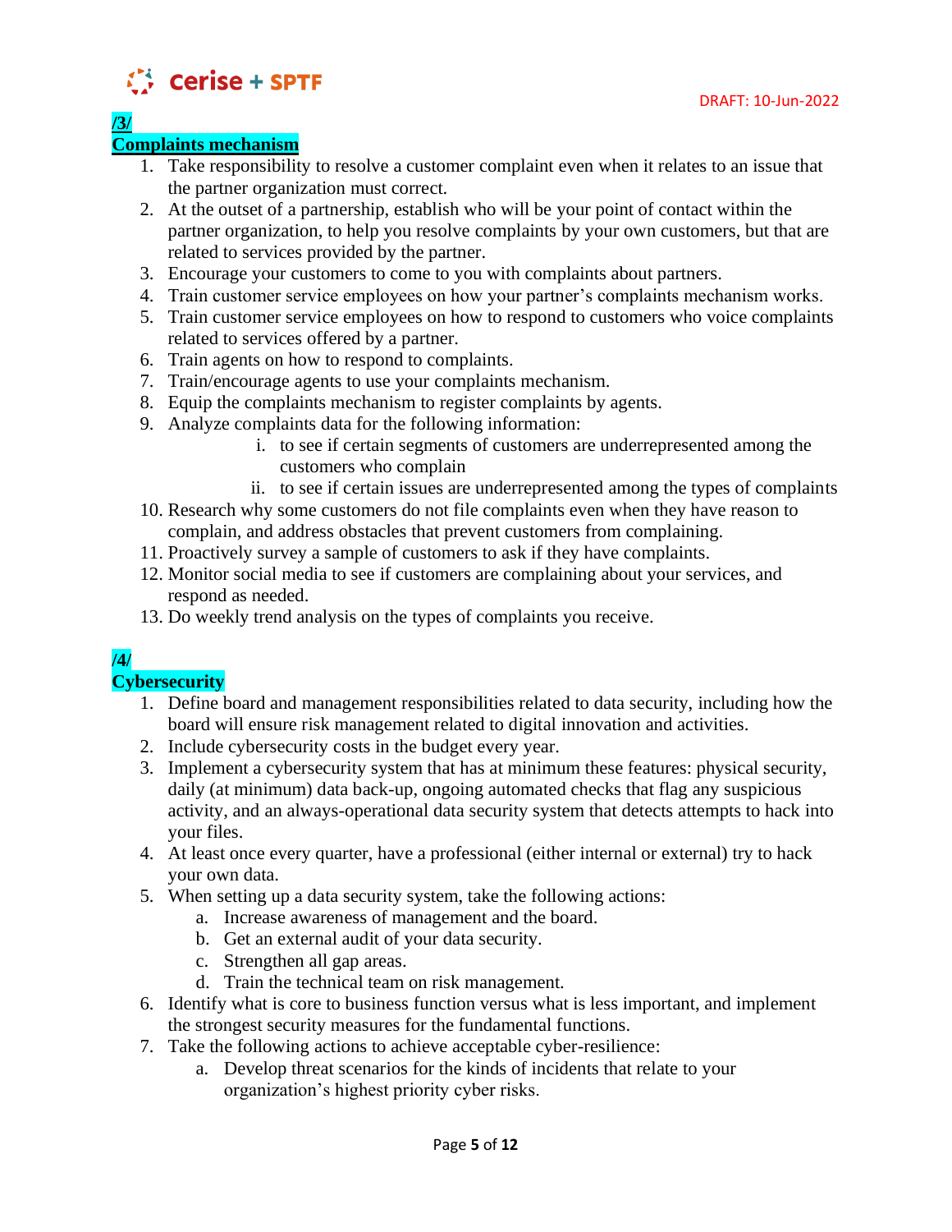**/3/**
**Complaints mechanism**

1. Take responsibility to resolve a customer complaint even when it relates to an issue that the partner organization must correct.
2. At the outset of a partnership, establish who will be your point of contact within the partner organization, to help you resolve complaints by your own customers, but that are related to services provided by the partner.
3. Encourage your customers to come to you with complaints about partners.
4. Train customer service employees on how your partner's complaints mechanism works.
5. Train customer service employees on how to respond to customers who voice complaints related to services offered by a partner.
6. Train agents on how to respond to complaints.
7. Train/encourage agents to use your complaints mechanism.
8. Equip the complaints mechanism to register complaints by agents.
9. Analyze complaints data for the following information:
   - i. to see if certain segments of customers are underrepresented among the customers who complain
   - ii. to see if certain issues are underrepresented among the types of complaints
10. Research why some customers do not file complaints even when they have reason to complain, and address obstacles that prevent customers from complaining.
11. Proactively survey a sample of customers to ask if they have complaints.
12. Monitor social media to see if customers are complaining about your services, and respond as needed.
13. Do weekly trend analysis on the types of complaints you receive.

**/4/**
**Cybersecurity**

1. Define board and management responsibilities related to data security, including how the board will ensure risk management related to digital innovation and activities.
2. Include cybersecurity costs in the budget every year.
3. Implement a cybersecurity system that has at minimum these features: physical security, daily (at minimum) data back-up, ongoing automated checks that flag any suspicious activity, and an always-operational data security system that detects attempts to hack into your files.
4. At least once every quarter, have a professional (either internal or external) try to hack your own data.
5. When setting up a data security system, take the following actions:
   a. Increase awareness of management and the board.
   b. Get an external audit of your data security.
   c. Strengthen all gap areas.
   d. Train the technical team on risk management.
6. Identify what is core to business function versus what is less important, and implement the strongest security measures for the fundamental functions.
7. Take the following actions to achieve acceptable cyber-resilience:
   a. Develop threat scenarios for the kinds of incidents that relate to your organization's highest priority cyber risks.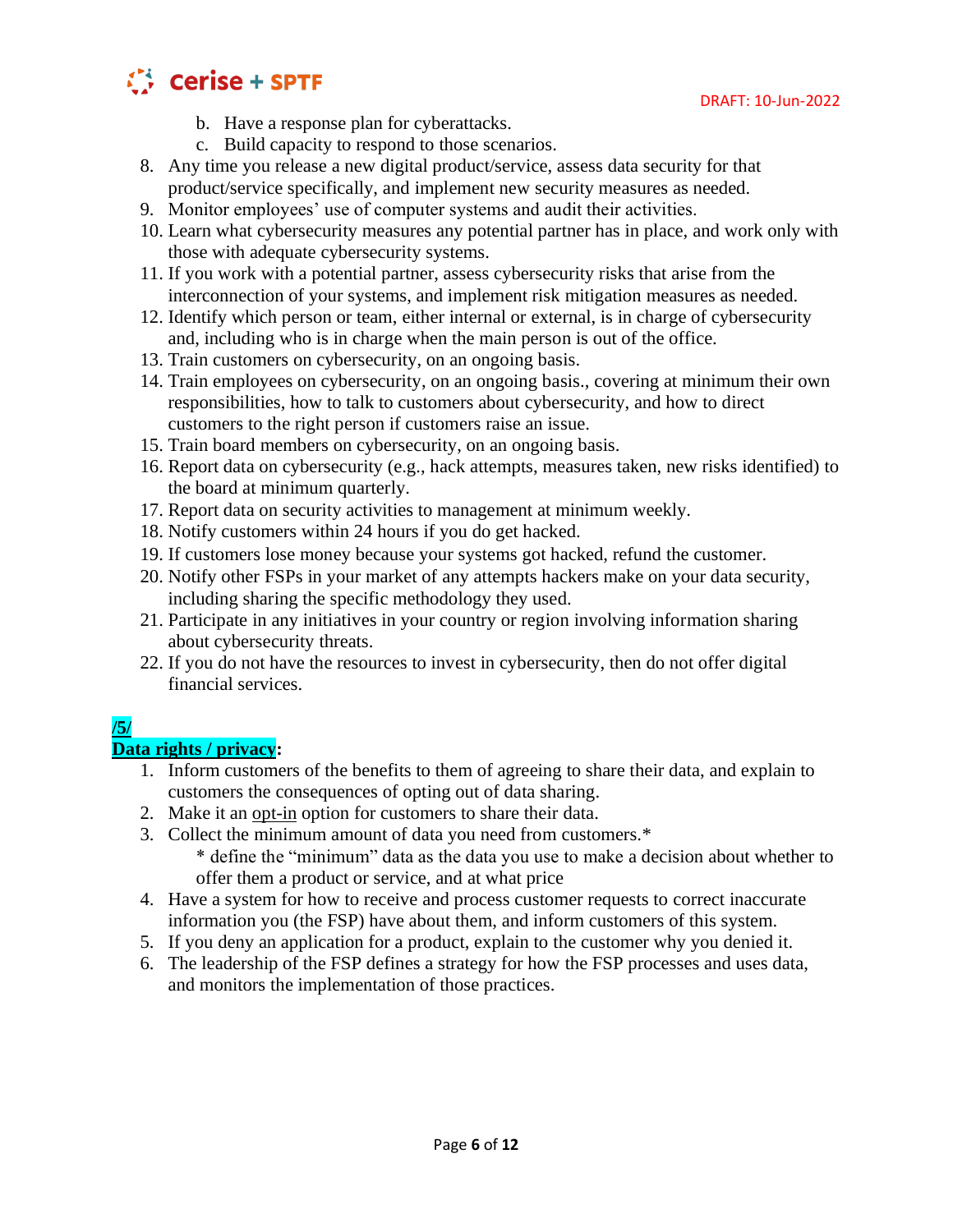b. Have a response plan for cyberattacks.
   c. Build capacity to respond to those scenarios.

8. Any time you release a new digital product/service, assess data security for that product/service specifically, and implement new security measures as needed.
9. Monitor employees' use of computer systems and audit their activities.
10. Learn what cybersecurity measures any potential partner has in place, and work only with those with adequate cybersecurity systems.
11. If you work with a potential partner, assess cybersecurity risks that arise from the interconnection of your systems, and implement risk mitigation measures as needed.
12. Identify which person or team, either internal or external, is in charge of cybersecurity and, including who is in charge when the main person is out of the office.
13. Train customers on cybersecurity, on an ongoing basis.
14. Train employees on cybersecurity, on an ongoing basis., covering at minimum their own responsibilities, how to talk to customers about cybersecurity, and how to direct customers to the right person if customers raise an issue.
15. Train board members on cybersecurity, on an ongoing basis.
16. Report data on cybersecurity (e.g., hack attempts, measures taken, new risks identified) to the board at minimum quarterly.
17. Report data on security activities to management at minimum weekly.
18. Notify customers within 24 hours if you do get hacked.
19. If customers lose money because your systems got hacked, refund the customer.
20. Notify other FSPs in your market of any attempts hackers make on your data security, including sharing the specific methodology they used.
21. Participate in any initiatives in your country or region involving information sharing about cybersecurity threats.
22. If you do not have the resources to invest in cybersecurity, then do not offer digital financial services.

**/5/**

**Data rights / privacy:**

1. Inform customers of the benefits to them of agreeing to share their data, and explain to customers the consequences of opting out of data sharing.
2. Make it an opt-in option for customers to share their data.
3. Collect the minimum amount of data you need from customers.*
   * define the "minimum" data as the data you use to make a decision about whether to offer them a product or service, and at what price
4. Have a system for how to receive and process customer requests to correct inaccurate information you (the FSP) have about them, and inform customers of this system.
5. If you deny an application for a product, explain to the customer why you denied it.
6. The leadership of the FSP defines a strategy for how the FSP processes and uses data, and monitors the implementation of those practices.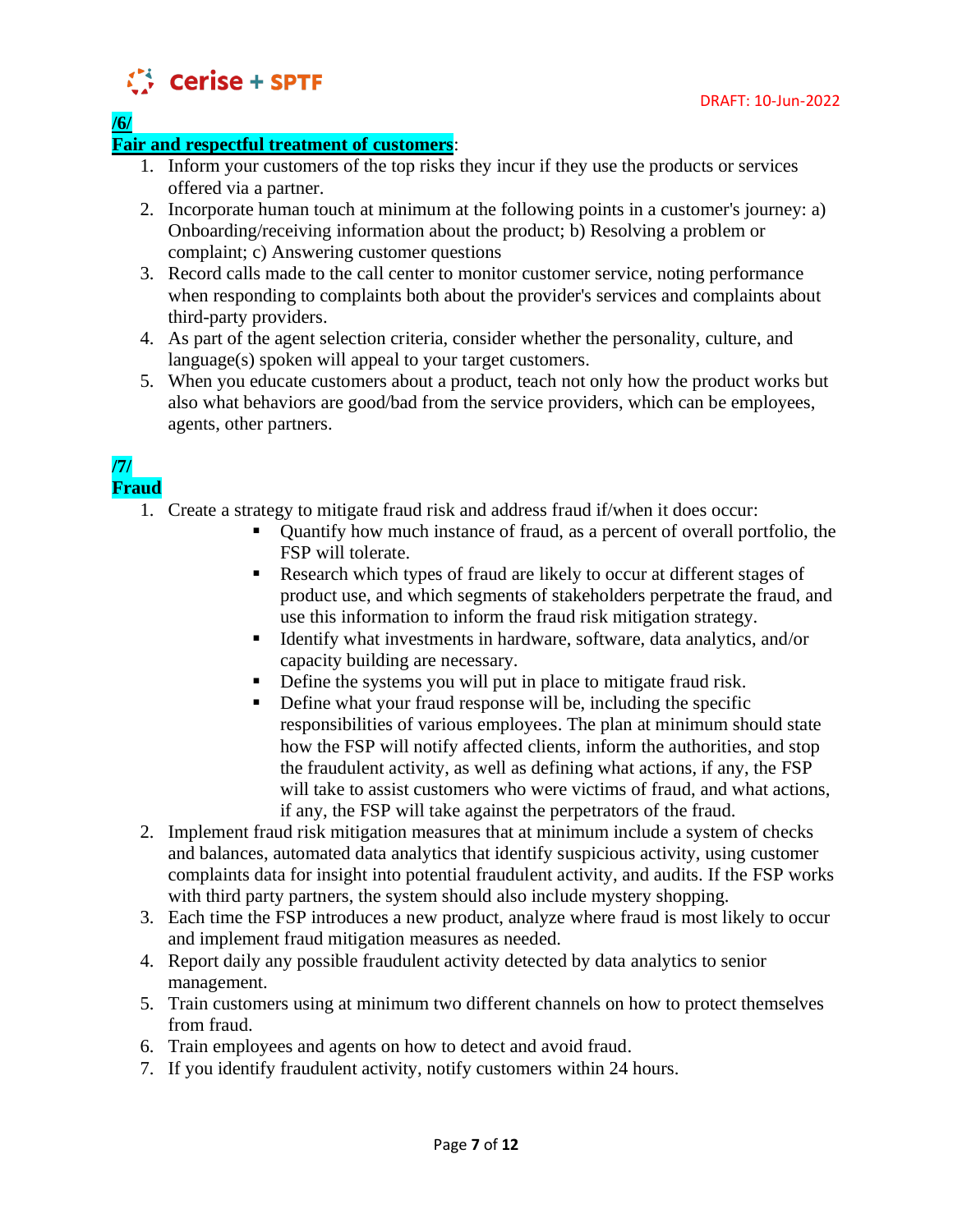**/6/**
**Fair and respectful treatment of customers**:

1. Inform your customers of the top risks they incur if they use the products or services offered via a partner.
2. Incorporate human touch at minimum at the following points in a customer's journey: a) Onboarding/receiving information about the product; b) Resolving a problem or complaint; c) Answering customer questions
3. Record calls made to the call center to monitor customer service, noting performance when responding to complaints both about the provider's services and complaints about third-party providers.
4. As part of the agent selection criteria, consider whether the personality, culture, and language(s) spoken will appeal to your target customers.
5. When you educate customers about a product, teach not only how the product works but also what behaviors are good/bad from the service providers, which can be employees, agents, other partners.

**/7/**
**Fraud**

1. Create a strategy to mitigate fraud risk and address fraud if/when it does occur:
   - Quantify how much instance of fraud, as a percent of overall portfolio, the FSP will tolerate.
   - Research which types of fraud are likely to occur at different stages of product use, and which segments of stakeholders perpetrate the fraud, and use this information to inform the fraud risk mitigation strategy.
   - Identify what investments in hardware, software, data analytics, and/or capacity building are necessary.
   - Define the systems you will put in place to mitigate fraud risk.
   - Define what your fraud response will be, including the specific responsibilities of various employees. The plan at minimum should state how the FSP will notify affected clients, inform the authorities, and stop the fraudulent activity, as well as defining what actions, if any, the FSP will take to assist customers who were victims of fraud, and what actions, if any, the FSP will take against the perpetrators of the fraud.
2. Implement fraud risk mitigation measures that at minimum include a system of checks and balances, automated data analytics that identify suspicious activity, using customer complaints data for insight into potential fraudulent activity, and audits. If the FSP works with third party partners, the system should also include mystery shopping.
3. Each time the FSP introduces a new product, analyze where fraud is most likely to occur and implement fraud mitigation measures as needed.
4. Report daily any possible fraudulent activity detected by data analytics to senior management.
5. Train customers using at minimum two different channels on how to protect themselves from fraud.
6. Train employees and agents on how to detect and avoid fraud.
7. If you identify fraudulent activity, notify customers within 24 hours.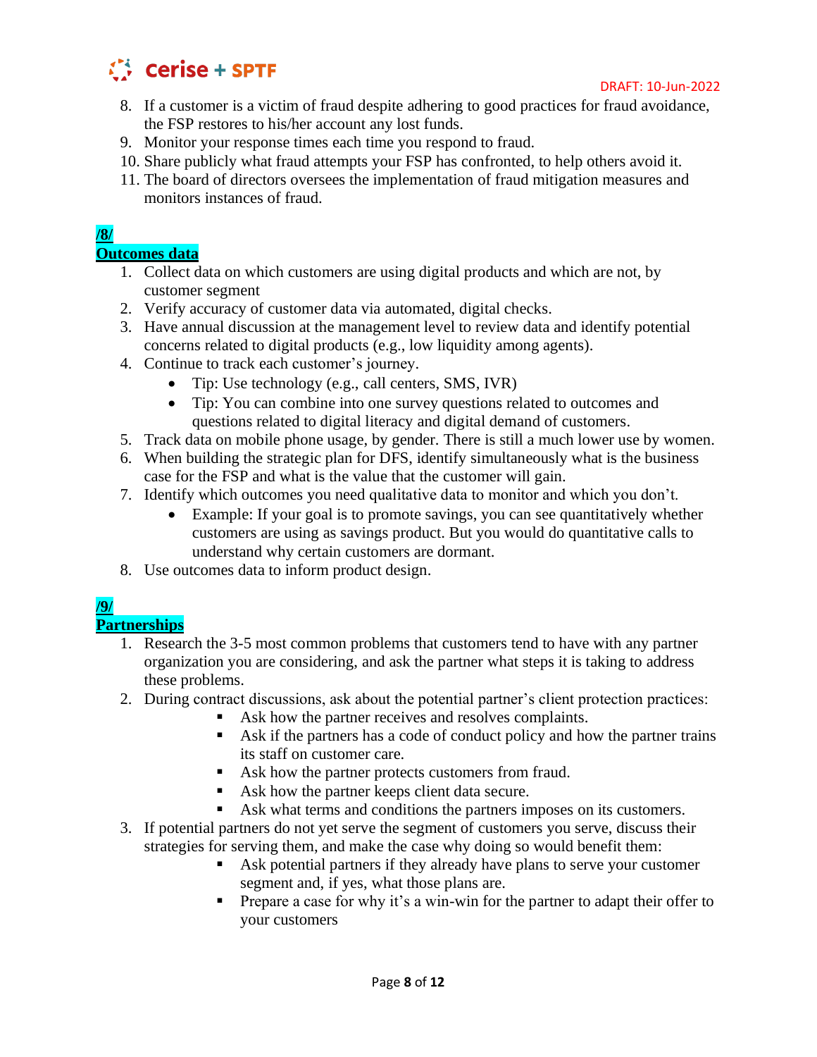8. If a customer is a victim of fraud despite adhering to good practices for fraud avoidance, the FSP restores to his/her account any lost funds.
9. Monitor your response times each time you respond to fraud.
10. Share publicly what fraud attempts your FSP has confronted, to help others avoid it.
11. The board of directors oversees the implementation of fraud mitigation measures and monitors instances of fraud.

## /8/ Outcomes data

1. Collect data on which customers are using digital products and which are not, by customer segment
2. Verify accuracy of customer data via automated, digital checks.
3. Have annual discussion at the management level to review data and identify potential concerns related to digital products (e.g., low liquidity among agents).
4. Continue to track each customer's journey.
    - Tip: Use technology (e.g., call centers, SMS, IVR)
    - Tip: You can combine into one survey questions related to outcomes and questions related to digital literacy and digital demand of customers.
5. Track data on mobile phone usage, by gender. There is still a much lower use by women.
6. When building the strategic plan for DFS, identify simultaneously what is the business case for the FSP and what is the value that the customer will gain.
7. Identify which outcomes you need qualitative data to monitor and which you don't.
    - Example: If your goal is to promote savings, you can see quantitatively whether customers are using as savings product. But you would do quantitative calls to understand why certain customers are dormant.
8. Use outcomes data to inform product design.

## /9/ Partnerships

1. Research the 3-5 most common problems that customers tend to have with any partner organization you are considering, and ask the partner what steps it is taking to address these problems.
2. During contract discussions, ask about the potential partner's client protection practices:
    - Ask how the partner receives and resolves complaints.
    - Ask if the partners has a code of conduct policy and how the partner trains its staff on customer care.
    - Ask how the partner protects customers from fraud.
    - Ask how the partner keeps client data secure.
    - Ask what terms and conditions the partners imposes on its customers.
3. If potential partners do not yet serve the segment of customers you serve, discuss their strategies for serving them, and make the case why doing so would benefit them:
    - Ask potential partners if they already have plans to serve your customer segment and, if yes, what those plans are.
    - Prepare a case for why it's a win-win for the partner to adapt their offer to your customers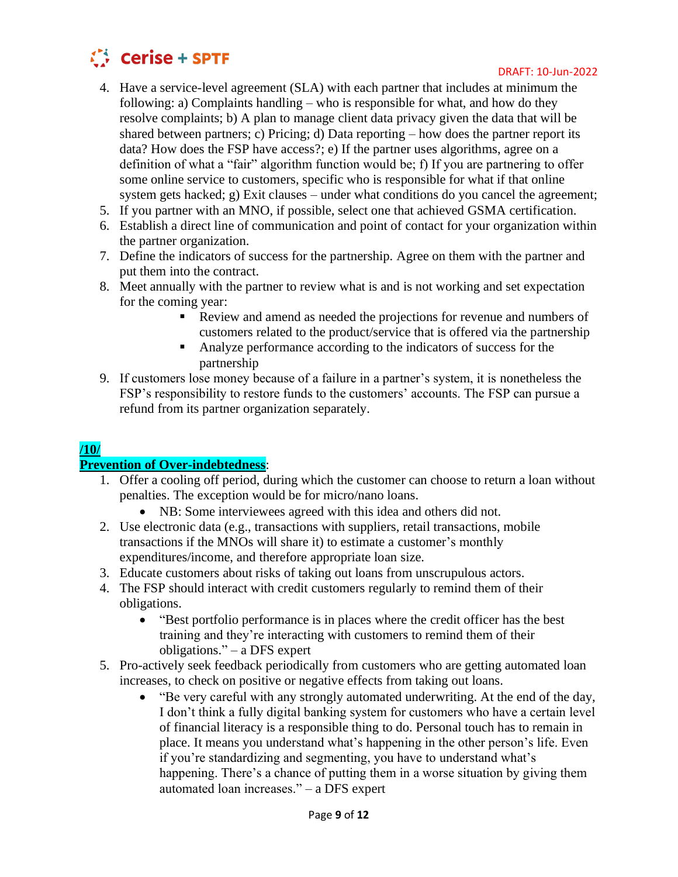4. Have a service-level agreement (SLA) with each partner that includes at minimum the following: a) Complaints handling – who is responsible for what, and how do they resolve complaints; b) A plan to manage client data privacy given the data that will be shared between partners; c) Pricing; d) Data reporting – how does the partner report its data? How does the FSP have access?; e) If the partner uses algorithms, agree on a definition of what a "fair" algorithm function would be; f) If you are partnering to offer some online service to customers, specific who is responsible for what if that online system gets hacked; g) Exit clauses – under what conditions do you cancel the agreement;
5. If you partner with an MNO, if possible, select one that achieved GSMA certification.
6. Establish a direct line of communication and point of contact for your organization within the partner organization.
7. Define the indicators of success for the partnership. Agree on them with the partner and put them into the contract.
8. Meet annually with the partner to review what is and is not working and set expectation for the coming year:
   - Review and amend as needed the projections for revenue and numbers of customers related to the product/service that is offered via the partnership
   - Analyze performance according to the indicators of success for the partnership
9. If customers lose money because of a failure in a partner's system, it is nonetheless the FSP's responsibility to restore funds to the customers' accounts. The FSP can pursue a refund from its partner organization separately.

**/10/**

**Prevention of Over-indebtedness**:

1. Offer a cooling off period, during which the customer can choose to return a loan without penalties. The exception would be for micro/nano loans.
   - NB: Some interviewees agreed with this idea and others did not.
2. Use electronic data (e.g., transactions with suppliers, retail transactions, mobile transactions if the MNOs will share it) to estimate a customer's monthly expenditures/income, and therefore appropriate loan size.
3. Educate customers about risks of taking out loans from unscrupulous actors.
4. The FSP should interact with credit customers regularly to remind them of their obligations.
   - "Best portfolio performance is in places where the credit officer has the best training and they're interacting with customers to remind them of their obligations." – a DFS expert
5. Pro-actively seek feedback periodically from customers who are getting automated loan increases, to check on positive or negative effects from taking out loans.
   - "Be very careful with any strongly automated underwriting. At the end of the day, I don't think a fully digital banking system for customers who have a certain level of financial literacy is a responsible thing to do. Personal touch has to remain in place. It means you understand what's happening in the other person's life. Even if you're standardizing and segmenting, you have to understand what's happening. There's a chance of putting them in a worse situation by giving them automated loan increases." – a DFS expert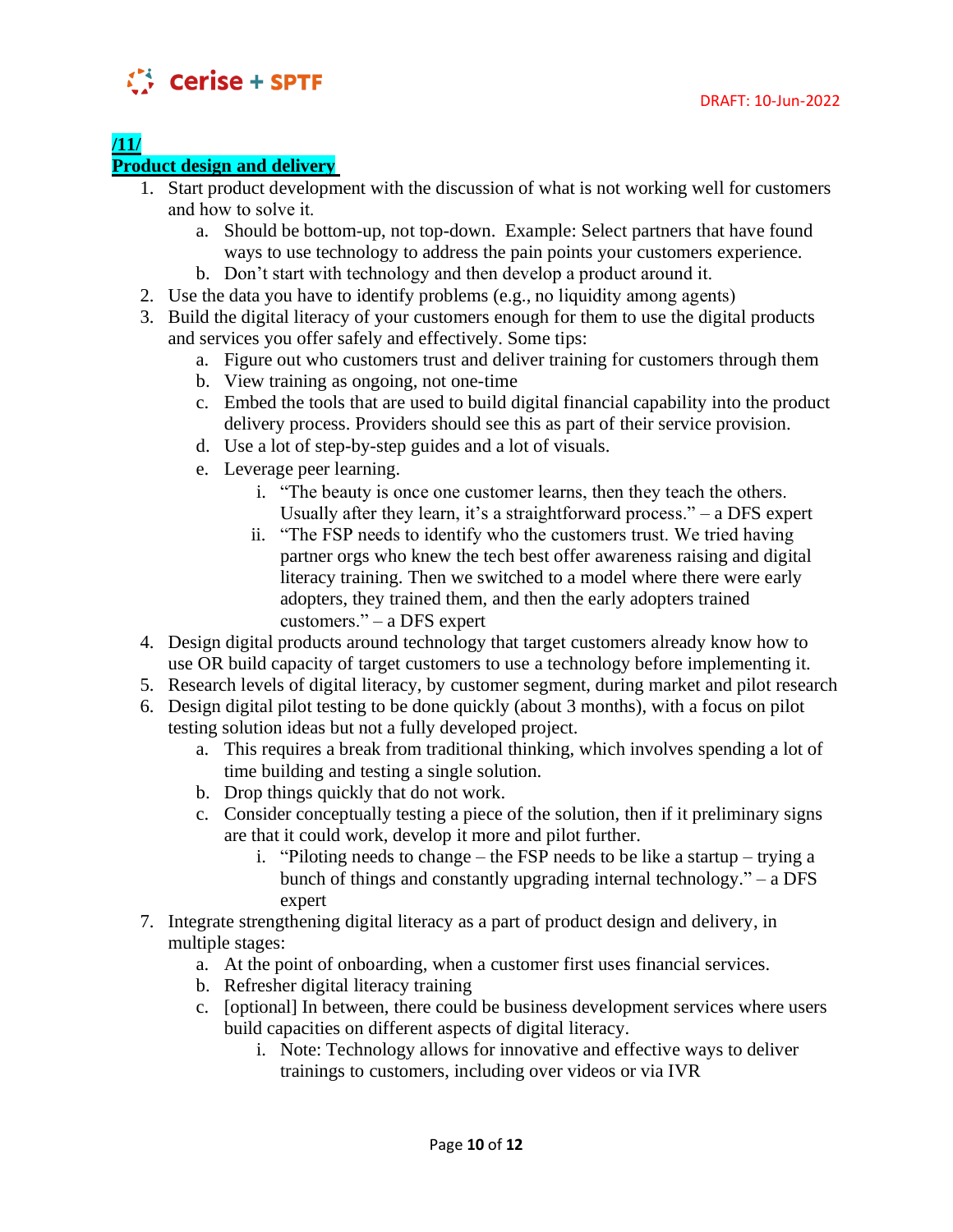**/11/**

## Product design and delivery

1. Start product development with the discussion of what is not working well for customers and how to solve it.
    a. Should be bottom-up, not top-down. Example: Select partners that have found ways to use technology to address the pain points your customers experience.
    b. Don't start with technology and then develop a product around it.
2. Use the data you have to identify problems (e.g., no liquidity among agents)
3. Build the digital literacy of your customers enough for them to use the digital products and services you offer safely and effectively. Some tips:
    a. Figure out who customers trust and deliver training for customers through them
    b. View training as ongoing, not one-time
    c. Embed the tools that are used to build digital financial capability into the product delivery process. Providers should see this as part of their service provision.
    d. Use a lot of step-by-step guides and a lot of visuals.
    e. Leverage peer learning.
        i. "The beauty is once one customer learns, then they teach the others. Usually after they learn, it's a straightforward process." – a DFS expert
        ii. "The FSP needs to identify who the customers trust. We tried having partner orgs who knew the tech best offer awareness raising and digital literacy training. Then we switched to a model where there were early adopters, they trained them, and then the early adopters trained customers." – a DFS expert
4. Design digital products around technology that target customers already know how to use OR build capacity of target customers to use a technology before implementing it.
5. Research levels of digital literacy, by customer segment, during market and pilot research
6. Design digital pilot testing to be done quickly (about 3 months), with a focus on pilot testing solution ideas but not a fully developed project.
    a. This requires a break from traditional thinking, which involves spending a lot of time building and testing a single solution.
    b. Drop things quickly that do not work.
    c. Consider conceptually testing a piece of the solution, then if it preliminary signs are that it could work, develop it more and pilot further.
        i. "Piloting needs to change – the FSP needs to be like a startup – trying a bunch of things and constantly upgrading internal technology." – a DFS expert
7. Integrate strengthening digital literacy as a part of product design and delivery, in multiple stages:
    a. At the point of onboarding, when a customer first uses financial services.
    b. Refresher digital literacy training
    c. [optional] In between, there could be business development services where users build capacities on different aspects of digital literacy.
        i. Note: Technology allows for innovative and effective ways to deliver trainings to customers, including over videos or via IVR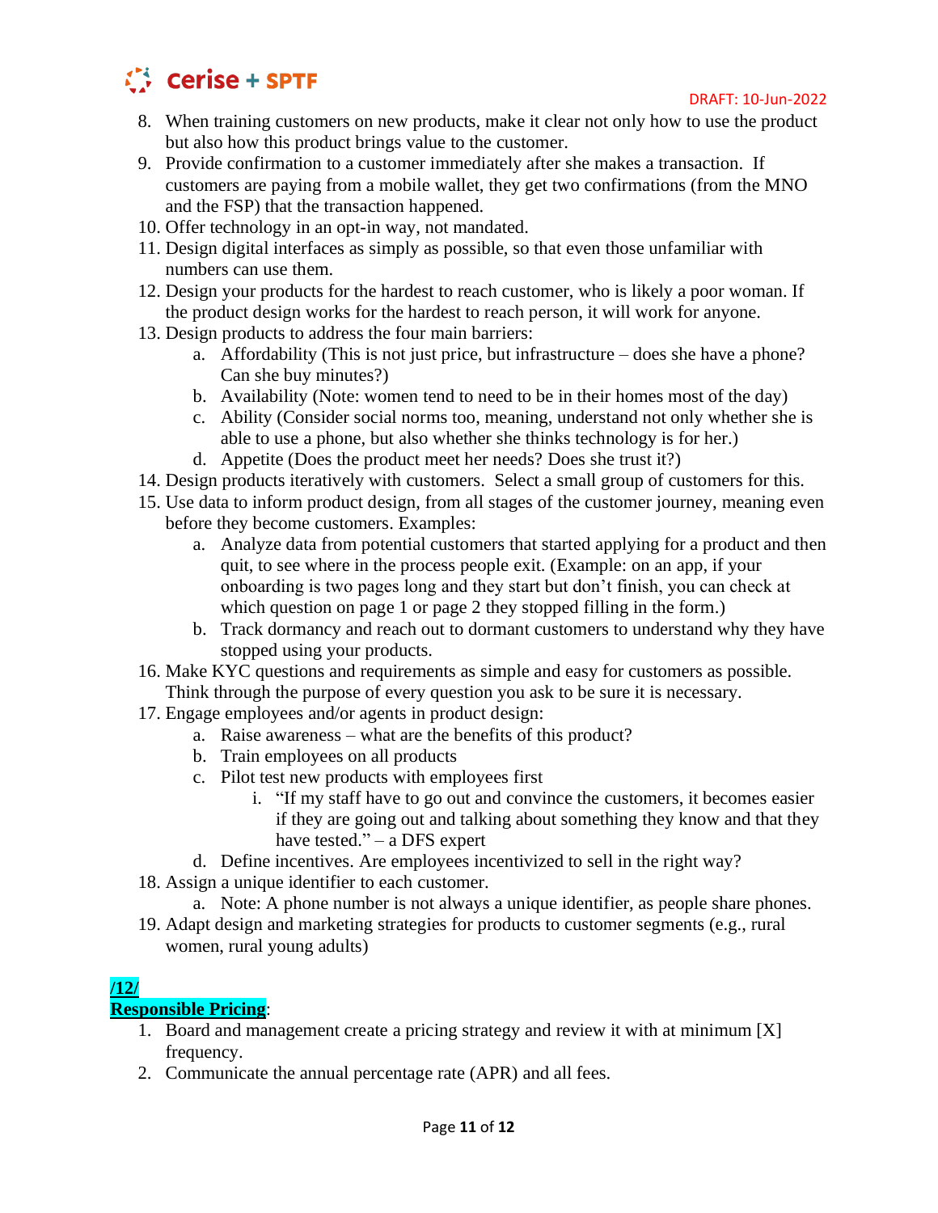8. When training customers on new products, make it clear not only how to use the product but also how this product brings value to the customer.
9. Provide confirmation to a customer immediately after she makes a transaction. If customers are paying from a mobile wallet, they get two confirmations (from the MNO and the FSP) that the transaction happened.
10. Offer technology in an opt-in way, not mandated.
11. Design digital interfaces as simply as possible, so that even those unfamiliar with numbers can use them.
12. Design your products for the hardest to reach customer, who is likely a poor woman. If the product design works for the hardest to reach person, it will work for anyone.
13. Design products to address the four main barriers:
    a. Affordability (This is not just price, but infrastructure – does she have a phone? Can she buy minutes?)
    b. Availability (Note: women tend to need to be in their homes most of the day)
    c. Ability (Consider social norms too, meaning, understand not only whether she is able to use a phone, but also whether she thinks technology is for her.)
    d. Appetite (Does the product meet her needs? Does she trust it?)
14. Design products iteratively with customers. Select a small group of customers for this.
15. Use data to inform product design, from all stages of the customer journey, meaning even before they become customers. Examples:
    a. Analyze data from potential customers that started applying for a product and then quit, to see where in the process people exit. (Example: on an app, if your onboarding is two pages long and they start but don't finish, you can check at which question on page 1 or page 2 they stopped filling in the form.)
    b. Track dormancy and reach out to dormant customers to understand why they have stopped using your products.
16. Make KYC questions and requirements as simple and easy for customers as possible. Think through the purpose of every question you ask to be sure it is necessary.
17. Engage employees and/or agents in product design:
    a. Raise awareness – what are the benefits of this product?
    b. Train employees on all products
    c. Pilot test new products with employees first
        i. "If my staff have to go out and convince the customers, it becomes easier if they are going out and talking about something they know and that they have tested." – a DFS expert
    d. Define incentives. Are employees incentivized to sell in the right way?
18. Assign a unique identifier to each customer.
    a. Note: A phone number is not always a unique identifier, as people share phones.
19. Adapt design and marketing strategies for products to customer segments (e.g., rural women, rural young adults)

**/12/**
**Responsible Pricing**:

1. Board and management create a pricing strategy and review it with at minimum [X] frequency.
2. Communicate the annual percentage rate (APR) and all fees.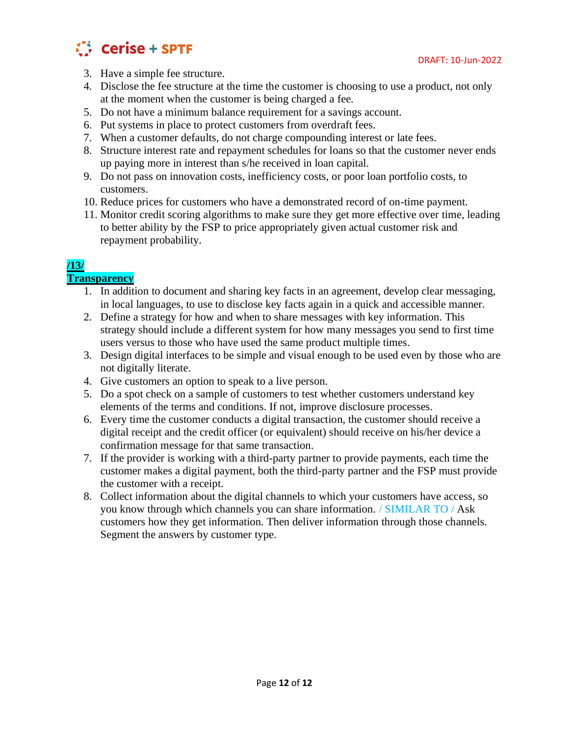3. Have a simple fee structure.
4. Disclose the fee structure at the time the customer is choosing to use a product, not only at the moment when the customer is being charged a fee.
5. Do not have a minimum balance requirement for a savings account.
6. Put systems in place to protect customers from overdraft fees.
7. When a customer defaults, do not charge compounding interest or late fees.
8. Structure interest rate and repayment schedules for loans so that the customer never ends up paying more in interest than s/he received in loan capital.
9. Do not pass on innovation costs, inefficiency costs, or poor loan portfolio costs, to customers.
10. Reduce prices for customers who have a demonstrated record of on-time payment.
11. Monitor credit scoring algorithms to make sure they get more effective over time, leading to better ability by the FSP to price appropriately given actual customer risk and repayment probability.

**/13/**
**Transparency**

1. In addition to document and sharing key facts in an agreement, develop clear messaging, in local languages, to use to disclose key facts again in a quick and accessible manner.
2. Define a strategy for how and when to share messages with key information. This strategy should include a different system for how many messages you send to first time users versus to those who have used the same product multiple times.
3. Design digital interfaces to be simple and visual enough to be used even by those who are not digitally literate.
4. Give customers an option to speak to a live person.
5. Do a spot check on a sample of customers to test whether customers understand key elements of the terms and conditions. If not, improve disclosure processes.
6. Every time the customer conducts a digital transaction, the customer should receive a digital receipt and the credit officer (or equivalent) should receive on his/her device a confirmation message for that same transaction.
7. If the provider is working with a third-party partner to provide payments, each time the customer makes a digital payment, both the third-party partner and the FSP must provide the customer with a receipt.
8. Collect information about the digital channels to which your customers have access, so you know through which channels you can share information. / SIMILAR TO / Ask customers how they get information. Then deliver information through those channels. Segment the answers by customer type.